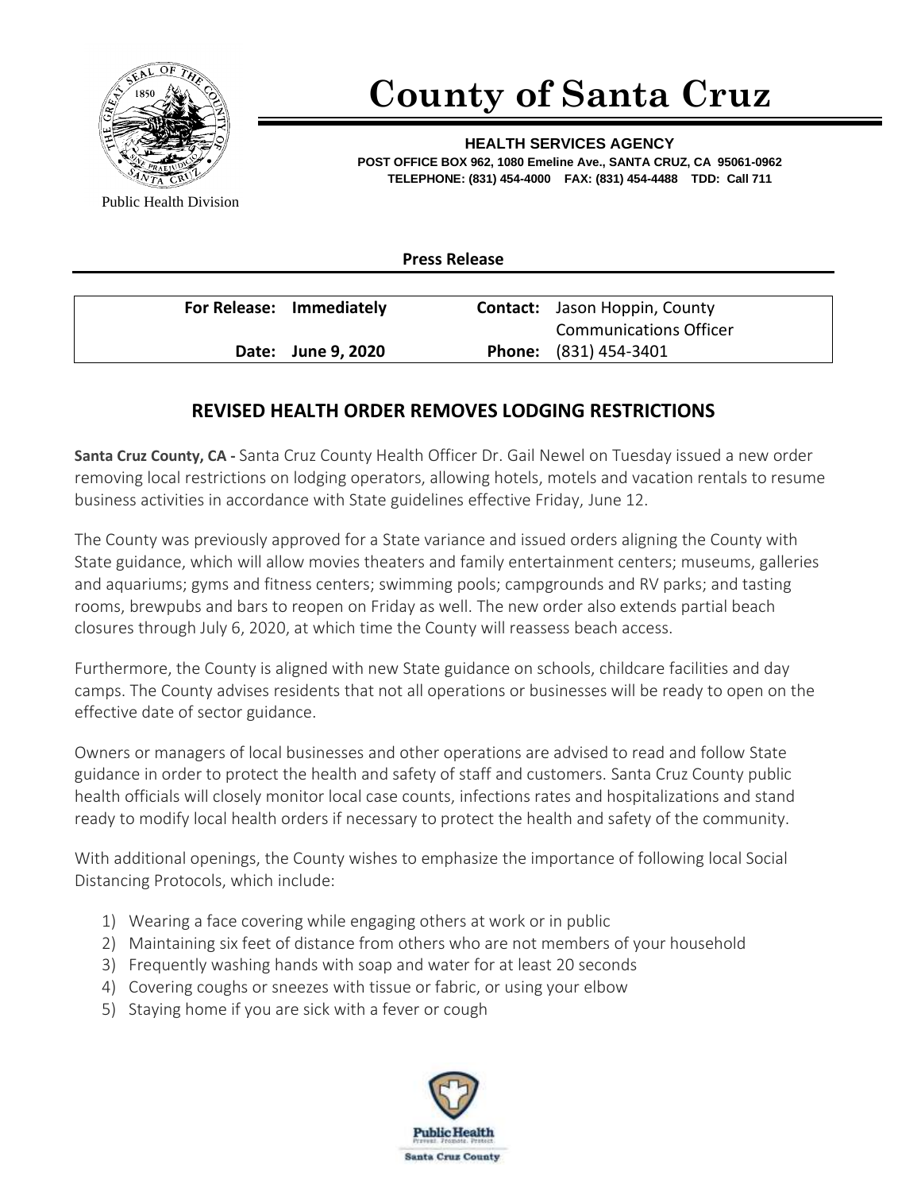Public Health Division

# County of Santa Cruz

**HEALTH SERVICES AGENCY**
**POST OFFICE BOX 962, 1080 Emeline Ave., SANTA CRUZ, CA 95061-0962**
**TELEPHONE: (831) 454-4000 FAX: (831) 454-4488 TDD: Call 711**

**Press Release**

| | |
|---|---|
| **For Release:** Immediately | **Contact:** Jason Hoppin, County Communications Officer |
| **Date:** June 9, 2020 | **Phone:** (831) 454-3401 |

## REVISED HEALTH ORDER REMOVES LODGING RESTRICTIONS

**Santa Cruz County, CA -** Santa Cruz County Health Officer Dr. Gail Newel on Tuesday issued a new order removing local restrictions on lodging operators, allowing hotels, motels and vacation rentals to resume business activities in accordance with State guidelines effective Friday, June 12.

The County was previously approved for a State variance and issued orders aligning the County with State guidance, which will allow movies theaters and family entertainment centers; museums, galleries and aquariums; gyms and fitness centers; swimming pools; campgrounds and RV parks; and tasting rooms, brewpubs and bars to reopen on Friday as well. The new order also extends partial beach closures through July 6, 2020, at which time the County will reassess beach access.

Furthermore, the County is aligned with new State guidance on schools, childcare facilities and day camps. The County advises residents that not all operations or businesses will be ready to open on the effective date of sector guidance.

Owners or managers of local businesses and other operations are advised to read and follow State guidance in order to protect the health and safety of staff and customers. Santa Cruz County public health officials will closely monitor local case counts, infections rates and hospitalizations and stand ready to modify local health orders if necessary to protect the health and safety of the community.

With additional openings, the County wishes to emphasize the importance of following local Social Distancing Protocols, which include:

1) Wearing a face covering while engaging others at work or in public
2) Maintaining six feet of distance from others who are not members of your household
3) Frequently washing hands with soap and water for at least 20 seconds
4) Covering coughs or sneezes with tissue or fabric, or using your elbow
5) Staying home if you are sick with a fever or cough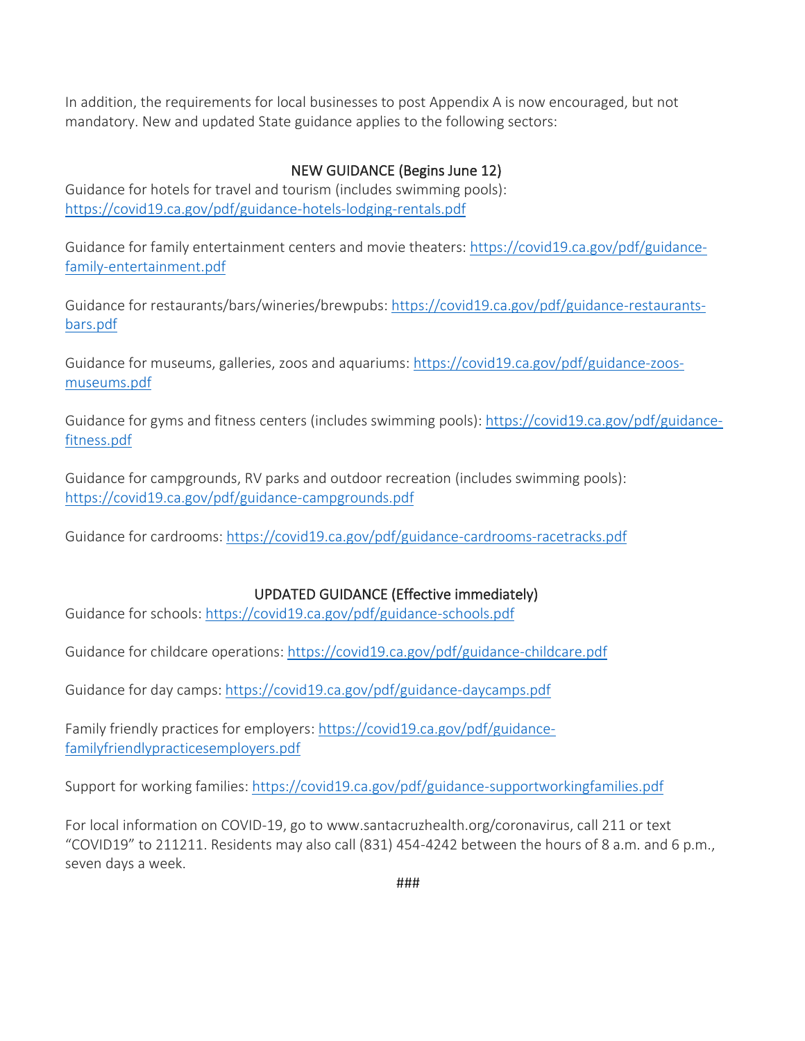In addition, the requirements for local businesses to post Appendix A is now encouraged, but not mandatory. New and updated State guidance applies to the following sectors:

## NEW GUIDANCE (Begins June 12)

Guidance for hotels for travel and tourism (includes swimming pools): https://covid19.ca.gov/pdf/guidance-hotels-lodging-rentals.pdf

Guidance for family entertainment centers and movie theaters: https://covid19.ca.gov/pdf/guidance-family-entertainment.pdf

Guidance for restaurants/bars/wineries/brewpubs: https://covid19.ca.gov/pdf/guidance-restaurants-bars.pdf

Guidance for museums, galleries, zoos and aquariums: https://covid19.ca.gov/pdf/guidance-zoos-museums.pdf

Guidance for gyms and fitness centers (includes swimming pools): https://covid19.ca.gov/pdf/guidance-fitness.pdf

Guidance for campgrounds, RV parks and outdoor recreation (includes swimming pools): https://covid19.ca.gov/pdf/guidance-campgrounds.pdf

Guidance for cardrooms: https://covid19.ca.gov/pdf/guidance-cardrooms-racetracks.pdf

## UPDATED GUIDANCE (Effective immediately)

Guidance for schools: https://covid19.ca.gov/pdf/guidance-schools.pdf

Guidance for childcare operations: https://covid19.ca.gov/pdf/guidance-childcare.pdf

Guidance for day camps: https://covid19.ca.gov/pdf/guidance-daycamps.pdf

Family friendly practices for employers: https://covid19.ca.gov/pdf/guidance-familyfriendlypracticesemployers.pdf

Support for working families: https://covid19.ca.gov/pdf/guidance-supportworkingfamilies.pdf

For local information on COVID-19, go to www.santacruzhealth.org/coronavirus, call 211 or text "COVID19" to 211211. Residents may also call (831) 454-4242 between the hours of 8 a.m. and 6 p.m., seven days a week.

###